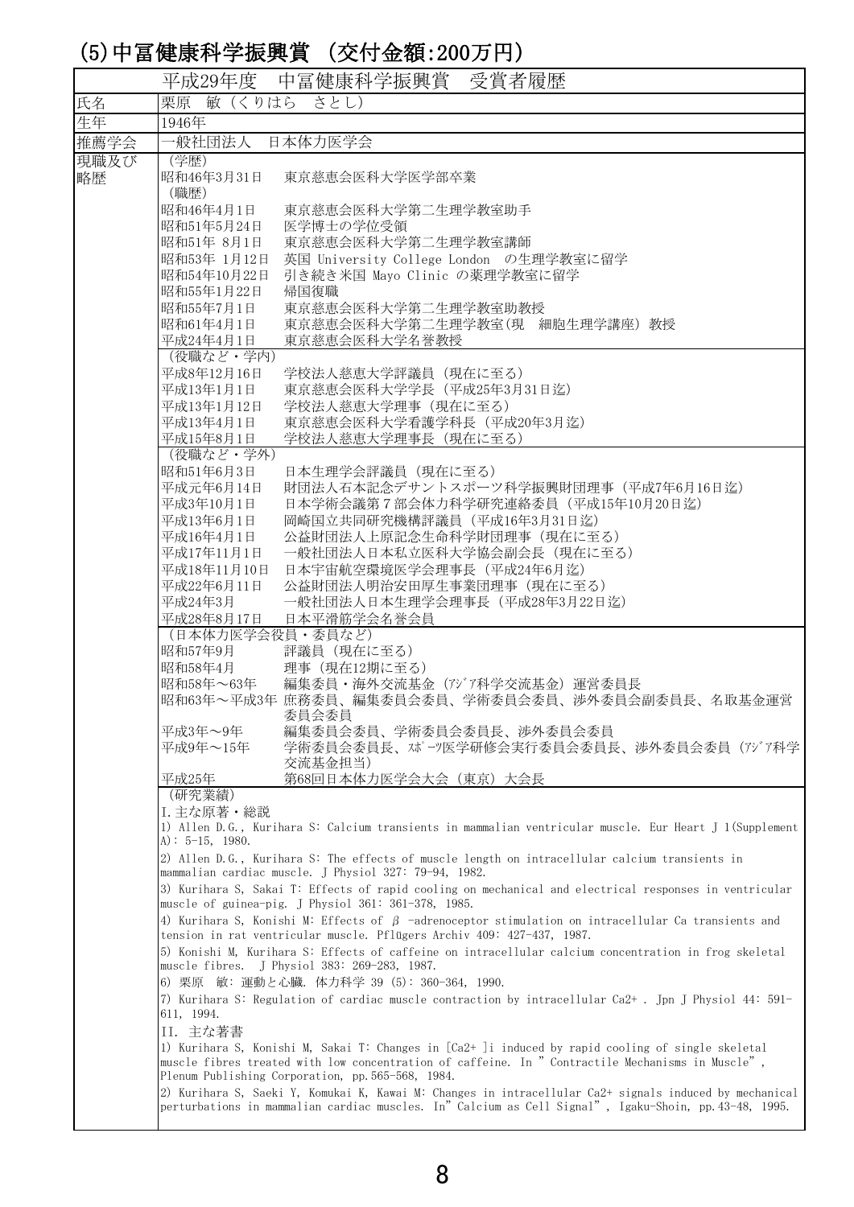## (5)中冨健康科学振興賞 (交付金額:200万円)

| 平成29年度　中冨健康科学振興賞　受賞者履歴 | |
|---|---|
| 氏名 | 栗原　敏（くりはら　さとし） |
| 生年 | 1946年 |
| 推薦学会 | 一般社団法人　日本体力医学会 |
| 現職及び略歴 | （学歴）<br>昭和46年3月31日　東京慈恵会医科大学医学部卒業<br>（職歴）<br>昭和46年4月1日　東京慈恵会医科大学第二生理学教室助手<br>昭和51年5月24日　医学博士の学位受領<br>昭和51年 8月1日　東京慈恵会医科大学第二生理学教室講師<br>昭和53年 1月12日　英国 University College London　の生理学教室に留学<br>昭和54年10月22日　引き続き米国 Mayo Clinic の薬理学教室に留学<br>昭和55年1月22日　帰国復職<br>昭和55年7月1日　東京慈恵会医科大学第二生理学教室助教授<br>昭和61年4月1日　東京慈恵会医科大学第二生理学教室(現　細胞生理学講座) 教授<br>平成24年4月1日　東京慈恵会医科大学名誉教授 |
| | （役職など・学内）<br>平成8年12月16日　学校法人慈恵大学評議員（現在に至る）<br>平成13年1月1日　東京慈恵会医科大学学長（平成25年3月31日迄）<br>平成13年1月12日　学校法人慈恵大学理事（現在に至る）<br>平成13年4月1日　東京慈恵会医科大学看護学科長（平成20年3月迄）<br>平成15年8月1日　学校法人慈恵大学理事長（現在に至る） |
| | （役職など・学外）<br>昭和51年6月3日　日本生理学会評議員（現在に至る）<br>平成元年6月14日　財団法人石本記念デサントスポーツ科学振興財団理事（平成7年6月16日迄）<br>平成3年10月1日　日本学術会議第７部会体力科学研究連絡委員（平成15年10月20日迄）<br>平成13年6月1日　岡崎国立共同研究機構評議員（平成16年3月31日迄）<br>平成16年4月1日　公益財団法人上原記念生命科学財団理事（現在に至る）<br>平成17年11月1日　一般社団法人日本私立医科大学協会副会長（現在に至る）<br>平成18年11月10日　日本宇宙航空環境医学会理事長（平成24年6月迄）<br>平成22年6月11日　公益財団法人明治安田厚生事業団理事（現在に至る）<br>平成24年3月　一般社団法人日本生理学会理事長（平成28年3月22日迄）<br>平成28年8月17日　日本平滑筋学会名誉会員 |
| | （日本体力医学会役員・委員など）<br>昭和57年9月　評議員（現在に至る）<br>昭和58年4月　理事（現在12期に至る）<br>昭和58年～63年　編集委員・海外交流基金（ｱｼﾞｱ科学交流基金）運営委員長<br>昭和63年～平成3年 庶務委員、編集委員会委員、学術委員会委員、渉外委員会副委員長、名取基金運営委員会委員<br>平成3年～9年　編集委員会委員、学術委員会委員長、渉外委員会委員<br>平成9年～15年　学術委員会委員長、ｽﾎﾟｰﾂ医学研修会実行委員会委員長、渉外委員会委員（ｱｼﾞｱ科学交流基金担当）<br>平成25年　第68回日本体力医学会大会（東京）大会長 |
| | （研究業績）<br>I.主な原著・総説<br>1) Allen D.G., Kurihara S: Calcium transients in mammalian ventricular muscle. Eur Heart J 1(Supplement A): 5-15, 1980.<br>2) Allen D.G., Kurihara S: The effects of muscle length on intracellular calcium transients in mammalian cardiac muscle. J Physiol 327: 79-94, 1982.<br>3) Kurihara S, Sakai T: Effects of rapid cooling on mechanical and electrical responses in ventricular muscle of guinea-pig. J Physiol 361: 361-378, 1985.<br>4) Kurihara S, Konishi M: Effects of $\beta$ -adrenoceptor stimulation on intracellular Ca transients and tension in rat ventricular muscle. Pflügers Archiv 409: 427-437, 1987.<br>5) Konishi M, Kurihara S: Effects of caffeine on intracellular calcium concentration in frog skeletal muscle fibres. J Physiol 383: 269-283, 1987.<br>6) 栗原　敏: 運動と心臓. 体力科学 39 (5): 360-364, 1990.<br>7) Kurihara S: Regulation of cardiac muscle contraction by intracellular $Ca^{2+}$ . Jpn J Physiol 44: 591-611, 1994.<br>II. 主な著書<br>1) Kurihara S, Konishi M, Sakai T: Changes in $[Ca^{2+}]_i$ induced by rapid cooling of single skeletal muscle fibres treated with low concentration of caffeine. In " Contractile Mechanisms in Muscle", Plenum Publishing Corporation, pp.565-568, 1984.<br>2) Kurihara S, Saeki Y, Komukai K, Kawai M: Changes in intracellular $Ca^{2+}$ signals induced by mechanical perturbations in mammalian cardiac muscles. In" Calcium as Cell Signal", Igaku-Shoin, pp.43-48, 1995. |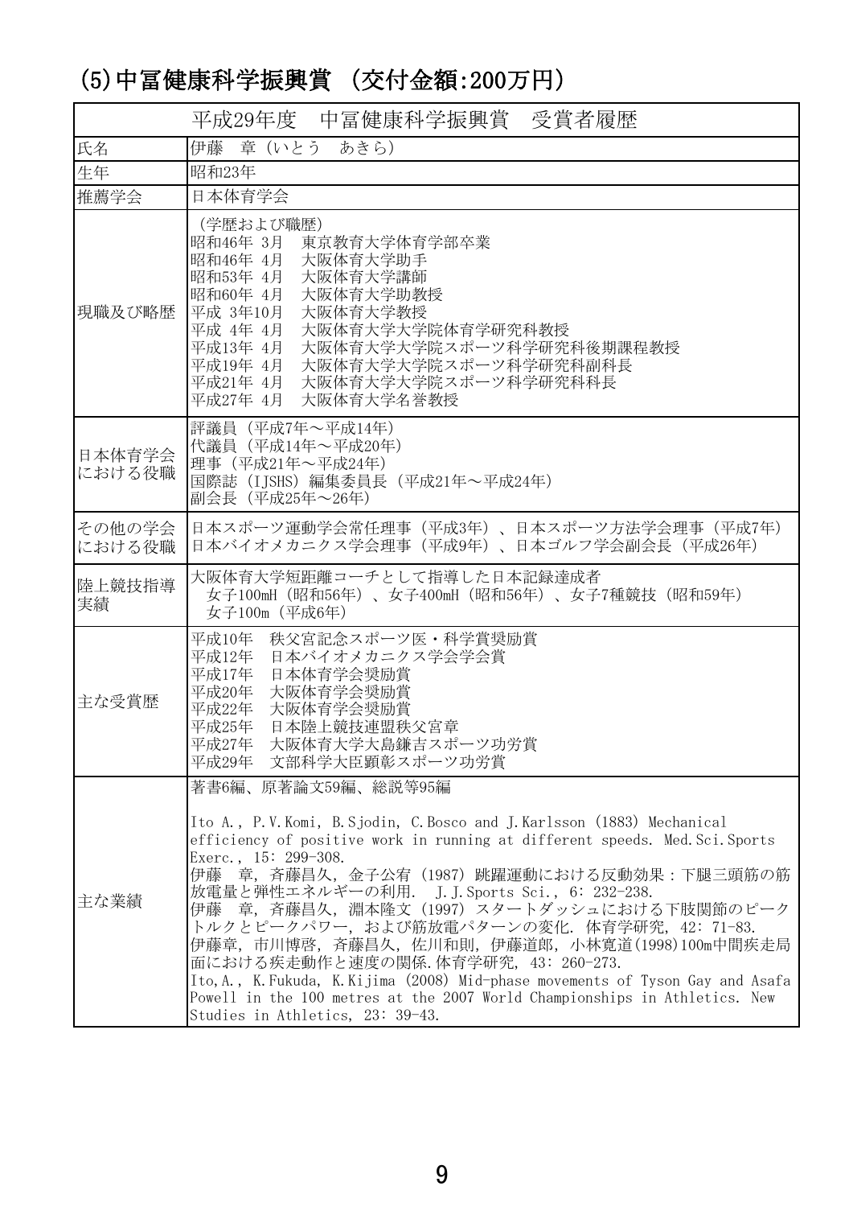## (5)中冨健康科学振興賞（交付金額:200万円）

| 平成29年度　中冨健康科学振興賞　受賞者履歴 | |
|---|---|
| 氏名 | 伊藤　章（いとう　あきら） |
| 生年 | 昭和23年 |
| 推薦学会 | 日本体育学会 |
| 現職及び略歴 | （学歴および職歴）<br>昭和46年 3月　東京教育大学体育学部卒業<br>昭和46年 4月　大阪体育大学助手<br>昭和53年 4月　大阪体育大学講師<br>昭和60年 4月　大阪体育大学助教授<br>平成 3年10月　大阪体育大学教授<br>平成 4年 4月　大阪体育大学大学院体育学研究科教授<br>平成13年 4月　大阪体育大学大学院スポーツ科学研究科後期課程教授<br>平成19年 4月　大阪体育大学大学院スポーツ科学研究科副科長<br>平成21年 4月　大阪体育大学大学院スポーツ科学研究科科長<br>平成27年 4月　大阪体育大学名誉教授 |
| 日本体育学会における役職 | 評議員（平成7年～平成14年）<br>代議員（平成14年～平成20年）<br>理事（平成21年～平成24年）<br>国際誌（IJSHS）編集委員長（平成21年～平成24年）<br>副会長（平成25年～26年） |
| その他の学会における役職 | 日本スポーツ運動学会常任理事（平成3年）、日本スポーツ方法学会理事（平成7年）<br>日本バイオメカニクス学会理事（平成9年）、日本ゴルフ学会副会長（平成26年） |
| 陸上競技指導実績 | 大阪体育大学短距離コーチとして指導した日本記録達成者<br>女子100mH（昭和56年）、女子400mH（昭和56年）、女子7種競技（昭和59年）<br>女子100m（平成6年） |
| 主な受賞歴 | 平成10年　秩父宮記念スポーツ医・科学賞奨励賞<br>平成12年　日本バイオメカニクス学会学会賞<br>平成17年　日本体育学会奨励賞<br>平成20年　大阪体育学会奨励賞<br>平成22年　大阪体育学会奨励賞<br>平成25年　日本陸上競技連盟秩父宮章<br>平成27年　大阪体育大学大島鎌吉スポーツ功労賞<br>平成29年　文部科学大臣顕彰スポーツ功労賞 |
| 主な業績 | 著書6編、原著論文59編、総説等95編<br><br>Ito A., P.V.Komi, B.Sjodin, C.Bosco and J.Karlsson (1883) Mechanical efficiency of positive work in running at different speeds. Med.Sci.Sports Exerc., 15: 299-308.<br>伊藤　章，斉藤昌久，金子公宥（1987）跳躍運動における反動効果：下腿三頭筋の筋放電量と弾性エネルギーの利用．J.J.Sports Sci., 6: 232-238.<br>伊藤　章，斉藤昌久，淵本隆文（1997）スタートダッシュにおける下肢関節のピークトルクとピークパワー，および筋放電パターンの変化．体育学研究，42: 71-83.<br>伊藤章，市川博啓，斉藤昌久，佐川和則，伊藤道郎，小林寛道(1998)100m中間疾走局面における疾走動作と速度の関係.体育学研究，43: 260-273.<br>Ito,A., K.Fukuda, K.Kijima (2008) Mid-phase movements of Tyson Gay and Asafa Powell in the 100 metres at the 2007 World Championships in Athletics. New Studies in Athletics, 23: 39-43. |